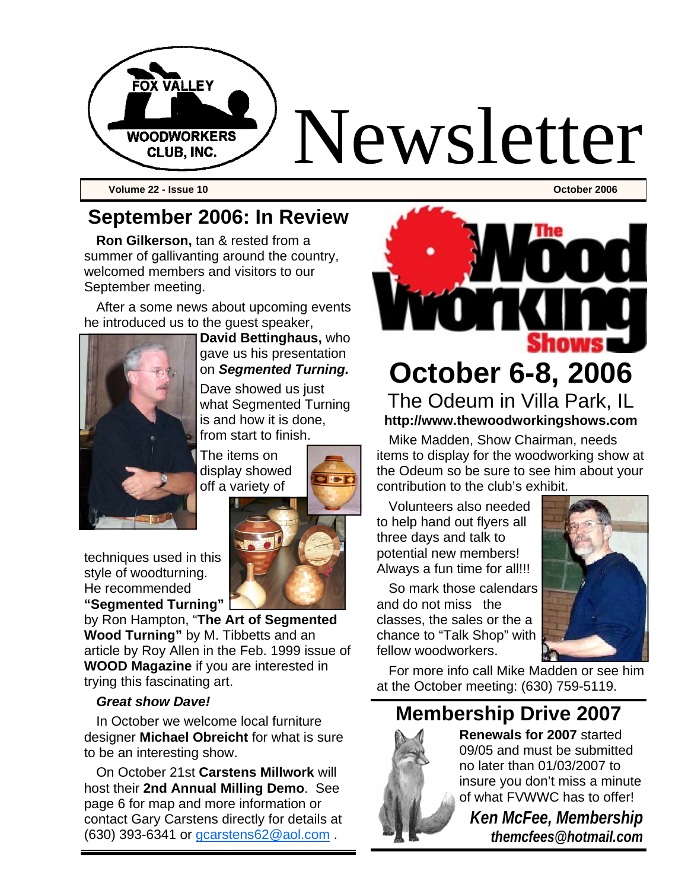# Fox Valley Woodworkers Club, Inc. Newsletter

**Volume 22 - Issue 10** — **October 2006**

## September 2006: In Review

**Ron Gilkerson,** tan & rested from a summer of gallivanting around the country, welcomed members and visitors to our September meeting.

After a some news about upcoming events he introduced us to the guest speaker, **David Bettinghaus,** who gave us his presentation on ***Segmented Turning.***

Dave showed us just what Segmented Turning is and how it is done, from start to finish.

The items on display showed off a variety of techniques used in this style of woodturning. He recommended **"Segmented Turning"** by Ron Hampton, "**The Art of Segmented Wood Turning"** by M. Tibbetts and an article by Roy Allen in the Feb. 1999 issue of **WOOD Magazine** if you are interested in trying this fascinating art.

***Great show Dave!***

In October we welcome local furniture designer **Michael Obreicht** for what is sure to be an interesting show.

On October 21st **Carstens Millwork** will host their **2nd Annual Milling Demo**. See page 6 for map and more information or contact Gary Carstens directly for details at (630) 393-6341 or gcarstens62@aol.com .

## The Wood Working Shows

# October 6-8, 2006

### The Odeum in Villa Park, IL

**http://www.thewoodworkingshows.com**

Mike Madden, Show Chairman, needs items to display for the woodworking show at the Odeum so be sure to see him about your contribution to the club's exhibit.

Volunteers also needed to help hand out flyers all three days and talk to potential new members! Always a fun time for all!!!

So mark those calendars and do not miss the classes, the sales or the a chance to "Talk Shop" with fellow woodworkers.

For more info call Mike Madden or see him at the October meeting: (630) 759-5119.

## Membership Drive 2007

**Renewals for 2007** started 09/05 and must be submitted no later than 01/03/2007 to insure you don't miss a minute of what FVWWC has to offer!

***Ken McFee, Membership***
***themcfees@hotmail.com***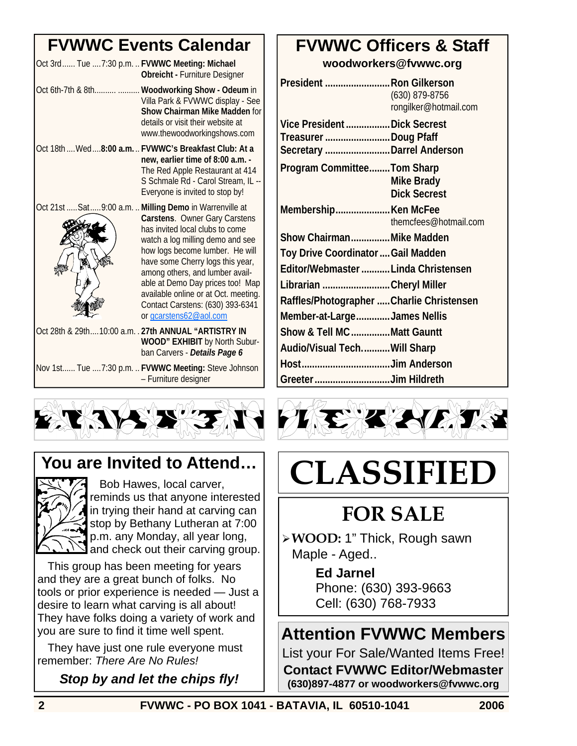## FVWWC Events Calendar

| Date | Event |
|---|---|
| Oct 3rd ...... Tue .... 7:30 p.m. | **FVWWC Meeting: Michael Obreicht -** Furniture Designer |
| Oct 6th-7th & 8th | **Woodworking Show - Odeum** in Villa Park & FVWWC display - See **Show Chairman Mike Madden** for details or visit their website at www.thewoodworkingshows.com |
| Oct 18th .... Wed .... **8:00 a.m.** | **FVWWC's Breakfast Club: At a new, earlier time of 8:00 a.m. -** The Red Apple Restaurant at 414 S Schmale Rd - Carol Stream, IL -- Everyone is invited to stop by! |
| Oct 21st ..... Sat ..... 9:00 a.m. | **Milling Demo** in Warrenville at **Carstens**. Owner Gary Carstens has invited local clubs to come watch a log milling demo and see how logs become lumber. He will have some Cherry logs this year, among others, and lumber available at Demo Day prices too! Map available online or at Oct. meeting. Contact Carstens: (630) 393-6341 or gcarstens62@aol.com |
| Oct 28th & 29th .... 10:00 a.m. | **27th ANNUAL "ARTISTRY IN WOOD" EXHIBIT** by North Suburban Carvers - ***Details Page 6*** |
| Nov 1st...... Tue .... 7:30 p.m. | **FVWWC Meeting:** Steve Johnson – Furniture designer |

## FVWWC Officers & Staff

**woodworkers@fvwwc.org**

| Position | Name |
|---|---|
| President | **Ron Gilkerson** (630) 879-8756 rongilker@hotmail.com |
| Vice President | **Dick Secrest** |
| Treasurer | **Doug Pfaff** |
| Secretary | **Darrel Anderson** |
| Program Committee | **Tom Sharp**, **Mike Brady**, **Dick Secrest** |
| Membership | **Ken McFee** themcfees@hotmail.com |
| Show Chairman | **Mike Madden** |
| Toy Drive Coordinator | **Gail Madden** |
| Editor/Webmaster | **Linda Christensen** |
| Librarian | **Cheryl Miller** |
| Raffles/Photographer | **Charlie Christensen** |
| Member-at-Large | **James Nellis** |
| Show & Tell MC | **Matt Gauntt** |
| Audio/Visual Tech. | **Will Sharp** |
| Host | **Jim Anderson** |
| Greeter | **Jim Hildreth** |

## You are Invited to Attend…

Bob Hawes, local carver, reminds us that anyone interested in trying their hand at carving can stop by Bethany Lutheran at 7:00 p.m. any Monday, all year long, and check out their carving group.

This group has been meeting for years and they are a great bunch of folks. No tools or prior experience is needed — Just a desire to learn what carving is all about! They have folks doing a variety of work and you are sure to find it time well spent.

They have just one rule everyone must remember: *There Are No Rules!*

***Stop by and let the chips fly!***

# CLASSIFIED

## FOR SALE

- **WOOD:** 1" Thick, Rough sawn Maple - Aged..

  **Ed Jarnel**
  Phone: (630) 393-9663
  Cell: (630) 768-7933

## Attention FVWWC Members

List your For Sale/Wanted Items Free!

**Contact FVWWC Editor/Webmaster**
**(630)897-4877 or woodworkers@fvwwc.org**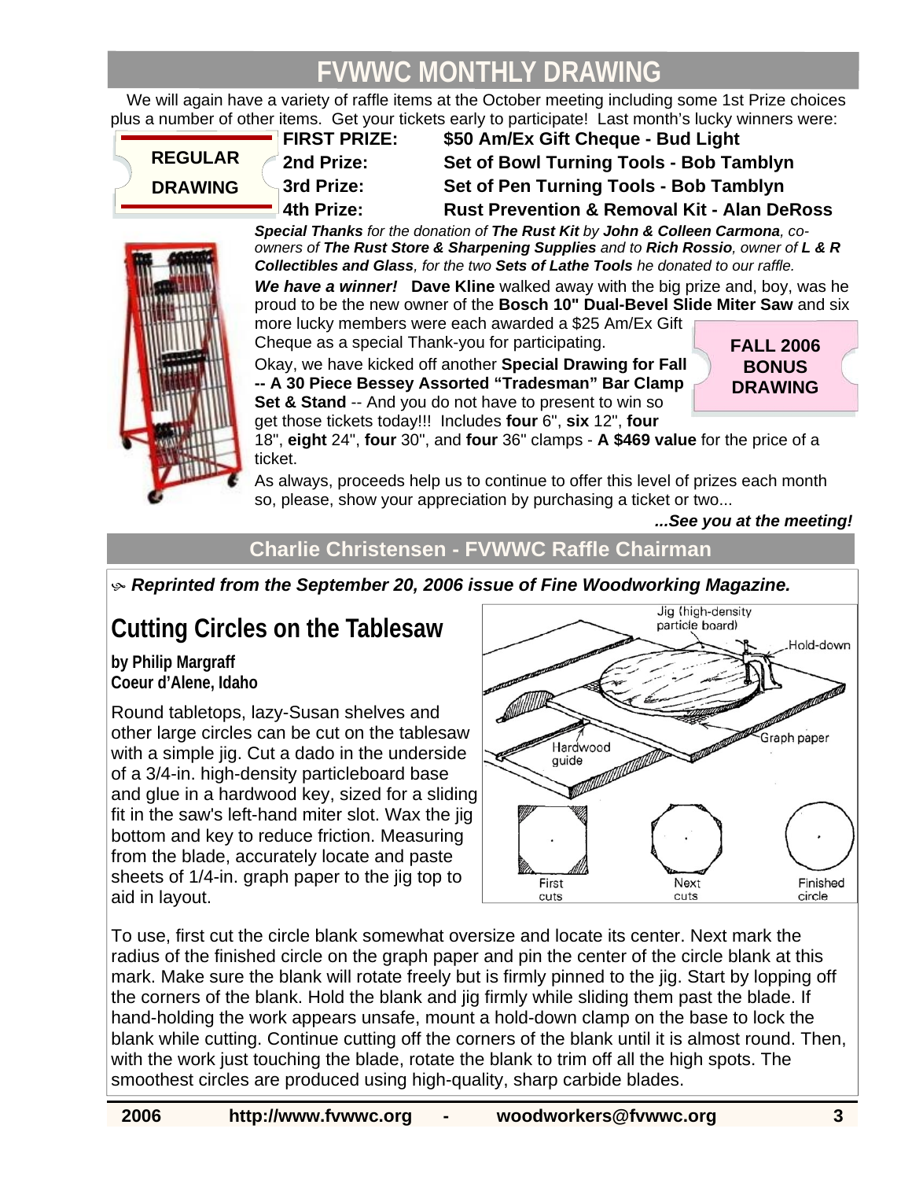# FVWWC MONTHLY DRAWING

We will again have a variety of raffle items at the October meeting including some 1st Prize choices plus a number of other items. Get your tickets early to participate! Last month's lucky winners were:

**REGULAR DRAWING**

| | |
|---|---|
| **FIRST PRIZE:** | **$50 Am/Ex Gift Cheque - Bud Light** |
| **2nd Prize:** | **Set of Bowl Turning Tools - Bob Tamblyn** |
| **3rd Prize:** | **Set of Pen Turning Tools - Bob Tamblyn** |
| **4th Prize:** | **Rust Prevention & Removal Kit - Alan DeRoss** |

***Special Thanks*** *for the donation of* ***The Rust Kit*** *by* ***John & Colleen Carmona****, co-owners of* ***The Rust Store & Sharpening Supplies*** *and to* ***Rich Rossio****, owner of* ***L & R Collectibles and Glass****, for the two* ***Sets of Lathe Tools*** *he donated to our raffle.*

***We have a winner!*** **Dave Kline** walked away with the big prize and, boy, was he proud to be the new owner of the **Bosch 10" Dual-Bevel Slide Miter Saw** and six more lucky members were each awarded a $25 Am/Ex Gift Cheque as a special Thank-you for participating.

**FALL 2006 BONUS DRAWING**

Okay, we have kicked off another **Special Drawing for Fall -- A 30 Piece Bessey Assorted "Tradesman" Bar Clamp Set & Stand** -- And you do not have to present to win so get those tickets today!!! Includes **four** 6", **six** 12", **four** 18", **eight** 24", **four** 30", and **four** 36" clamps - **A $469 value** for the price of a ticket.

As always, proceeds help us to continue to offer this level of prizes each month so, please, show your appreciation by purchasing a ticket or two...

***...See you at the meeting!***

**Charlie Christensen - FVWWC Raffle Chairman**

***Reprinted from the September 20, 2006 issue of Fine Woodworking Magazine.***

## Cutting Circles on the Tablesaw

**by Philip Margraff**
**Coeur d'Alene, Idaho**

Round tabletops, lazy-Susan shelves and other large circles can be cut on the tablesaw with a simple jig. Cut a dado in the underside of a 3/4-in. high-density particleboard base and glue in a hardwood key, sized for a sliding fit in the saw's left-hand miter slot. Wax the jig bottom and key to reduce friction. Measuring from the blade, accurately locate and paste sheets of 1/4-in. graph paper to the jig top to aid in layout.

Jig (high-density particle board) · Hold-down · Graph paper · Hardwood guide

First cuts · Next cuts · Finished circle

To use, first cut the circle blank somewhat oversize and locate its center. Next mark the radius of the finished circle on the graph paper and pin the center of the circle blank at this mark. Make sure the blank will rotate freely but is firmly pinned to the jig. Start by lopping off the corners of the blank. Hold the blank and jig firmly while sliding them past the base to the blade. If hand-holding the work appears unsafe, mount a hold-down clamp on the base to lock the blank while cutting. Continue cutting off the corners of the blank until it is almost round. Then, with the work just touching the blade, rotate the blank to trim off all the high spots. The smoothest circles are produced using high-quality, sharp carbide blades.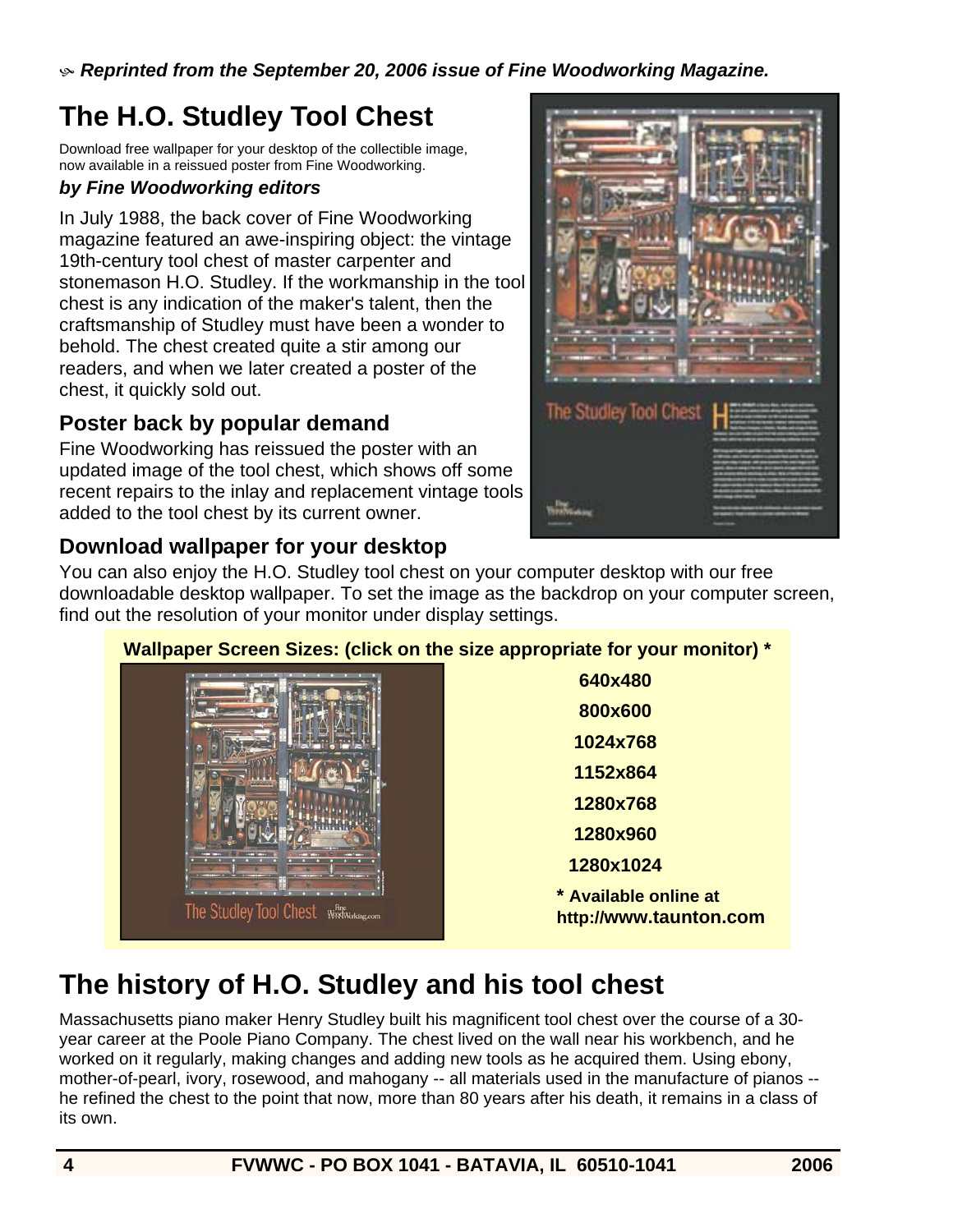*Reprinted from the September 20, 2006 issue of Fine Woodworking Magazine.*

# The H.O. Studley Tool Chest

Download free wallpaper for your desktop of the collectible image, now available in a reissued poster from Fine Woodworking.

***by Fine Woodworking editors***

In July 1988, the back cover of Fine Woodworking magazine featured an awe-inspiring object: the vintage 19th-century tool chest of master carpenter and stonemason H.O. Studley. If the workmanship in the tool chest is any indication of the maker's talent, then the craftsmanship of Studley must have been a wonder to behold. The chest created quite a stir among our readers, and when we later created a poster of the chest, it quickly sold out.

## Poster back by popular demand

Fine Woodworking has reissued the poster with an updated image of the tool chest, which shows off some recent repairs to the inlay and replacement vintage tools added to the tool chest by its current owner.

## Download wallpaper for your desktop

You can also enjoy the H.O. Studley tool chest on your computer desktop with our free downloadable desktop wallpaper. To set the image as the backdrop on your computer screen, find out the resolution of your monitor under display settings.

**Wallpaper Screen Sizes: (click on the size appropriate for your monitor) ***

**640x480**

**800x600**

**1024x768**

**1152x864**

**1280x768**

**1280x960**

**1280x1024**

*** Available online at http://www.taunton.com**

# The history of H.O. Studley and his tool chest

Massachusetts piano maker Henry Studley built his magnificent tool chest over the course of a 30-year career at the Poole Piano Company. The chest lived on the wall near his workbench, and he worked on it regularly, making changes and adding new tools as he acquired them. Using ebony, mother-of-pearl, ivory, rosewood, and mahogany -- all materials used in the manufacture of pianos -- he refined the chest to the point that now, more than 80 years after his death, it remains in a class of its own.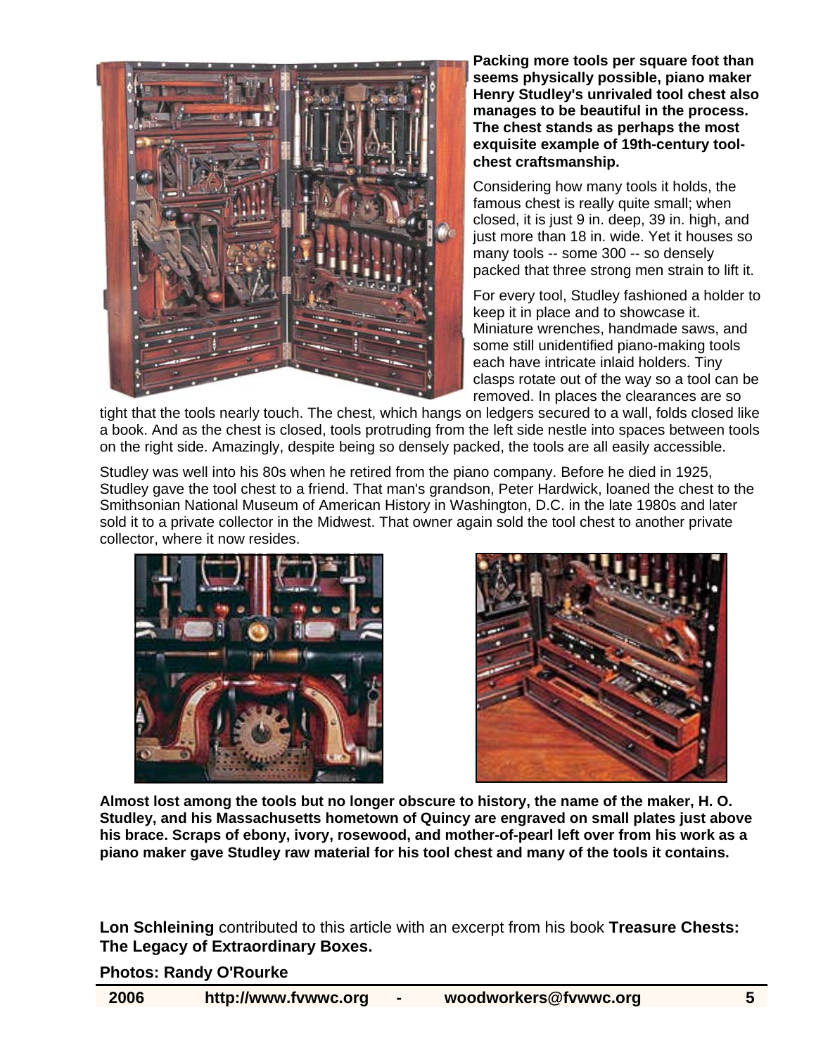**Packing more tools per square foot than seems physically possible, piano maker Henry Studley's unrivaled tool chest also manages to be beautiful in the process. The chest stands as perhaps the most exquisite example of 19th-century tool-chest craftsmanship.**

Considering how many tools it holds, the famous chest is really quite small; when closed, it is just 9 in. deep, 39 in. high, and just more than 18 in. wide. Yet it houses so many tools -- some 300 -- so densely packed that three strong men strain to lift it.

For every tool, Studley fashioned a holder to keep it in place and to showcase it. Miniature wrenches, handmade saws, and some still unidentified piano-making tools each have intricate inlaid holders. Tiny clasps rotate out of the way so a tool can be removed. In places the clearances are so tight that the tools nearly touch. The chest, which hangs on ledgers secured to a wall, folds closed like a book. And as the chest is closed, tools protruding from the left side nestle into spaces between tools on the right side. Amazingly, despite being so densely packed, the tools are all easily accessible.

Studley was well into his 80s when he retired from the piano company. Before he died in 1925, Studley gave the tool chest to a friend. That man's grandson, Peter Hardwick, loaned the chest to the Smithsonian National Museum of American History in Washington, D.C. in the late 1980s and later sold it to a private collector in the Midwest. That owner again sold the tool chest to another private collector, where it now resides.

**Almost lost among the tools but no longer obscure to history, the name of the maker, H. O. Studley, and his Massachusetts hometown of Quincy are engraved on small plates just above his brace. Scraps of ebony, ivory, rosewood, and mother-of-pearl left over from his work as a piano maker gave Studley raw material for his tool chest and many of the tools it contains.**

**Lon Schleining** contributed to this article with an excerpt from his book **Treasure Chests: The Legacy of Extraordinary Boxes.**

**Photos: Randy O'Rourke**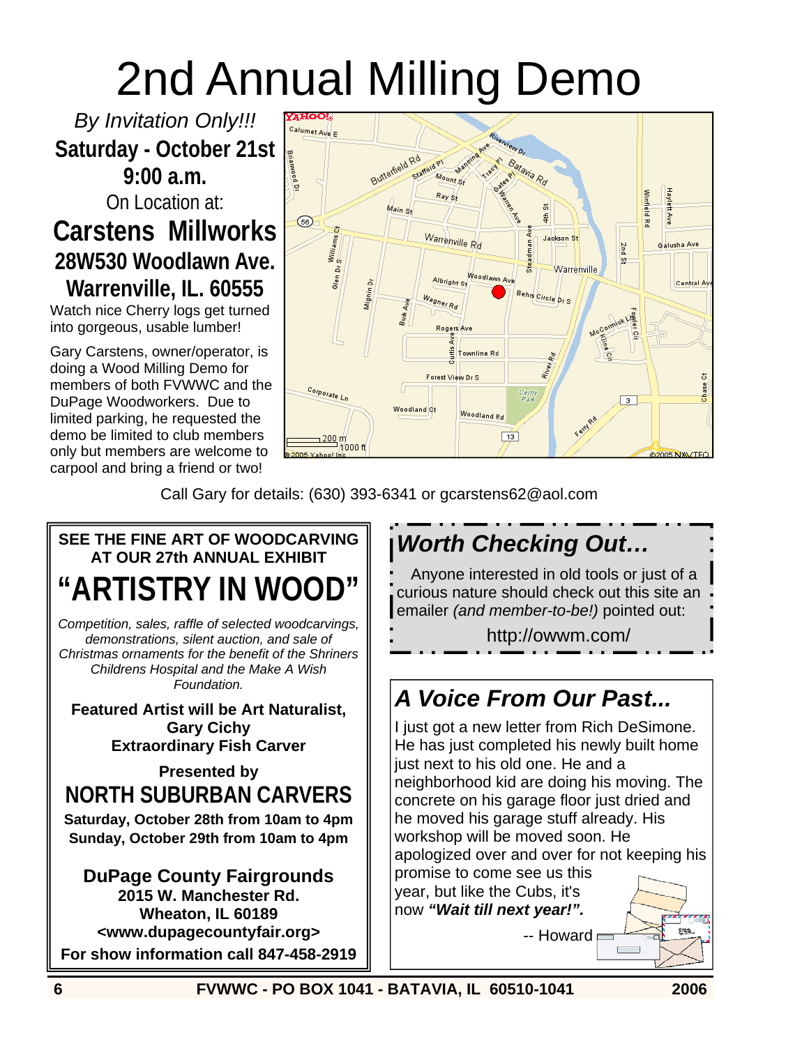# 2nd Annual Milling Demo

*By Invitation Only!!!*

**Saturday - October 21st**

**9:00 a.m.**

On Location at:

**Carstens Millworks**

**28W530 Woodlawn Ave.**

**Warrenville, IL. 60555**

Watch nice Cherry logs get turned into gorgeous, usable lumber!

Gary Carstens, owner/operator, is doing a Wood Milling Demo for members of both FVWWC and the DuPage Woodworkers. Due to limited parking, he requested the demo be limited to club members only but members are welcome to carpool and bring a friend or two!

Call Gary for details: (630) 393-6341 or gcarstens62@aol.com

---

**SEE THE FINE ART OF WOODCARVING AT OUR 27th ANNUAL EXHIBIT**

## "ARTISTRY IN WOOD"

*Competition, sales, raffle of selected woodcarvings, demonstrations, silent auction, and sale of Christmas ornaments for the benefit of the Shriners Childrens Hospital and the Make A Wish Foundation.*

**Featured Artist will be Art Naturalist, Gary Cichy Extraordinary Fish Carver**

**Presented by**

**NORTH SUBURBAN CARVERS**

**Saturday, October 28th from 10am to 4pm**
**Sunday, October 29th from 10am to 4pm**

**DuPage County Fairgrounds**
**2015 W. Manchester Rd.**
**Wheaton, IL 60189**
**<www.dupagecountyfair.org>**
**For show information call 847-458-2919**

---

## *Worth Checking Out…*

Anyone interested in old tools or just of a curious nature should check out this site an emailer *(and member-to-be!)* pointed out:

http://owwm.com/

---

## *A Voice From Our Past...*

I just got a new letter from Rich DeSimone. He has just completed his newly built home just next to his old one. He and a neighborhood kid are doing his moving. The concrete on his garage floor just dried and he moved his garage stuff already. His workshop will be moved soon. He apologized over and over for not keeping his promise to come see us this year, but like the Cubs, it's now ***"Wait till next year!".***

-- Howard

FVWWC - PO BOX 1041 - BATAVIA, IL 60510-1041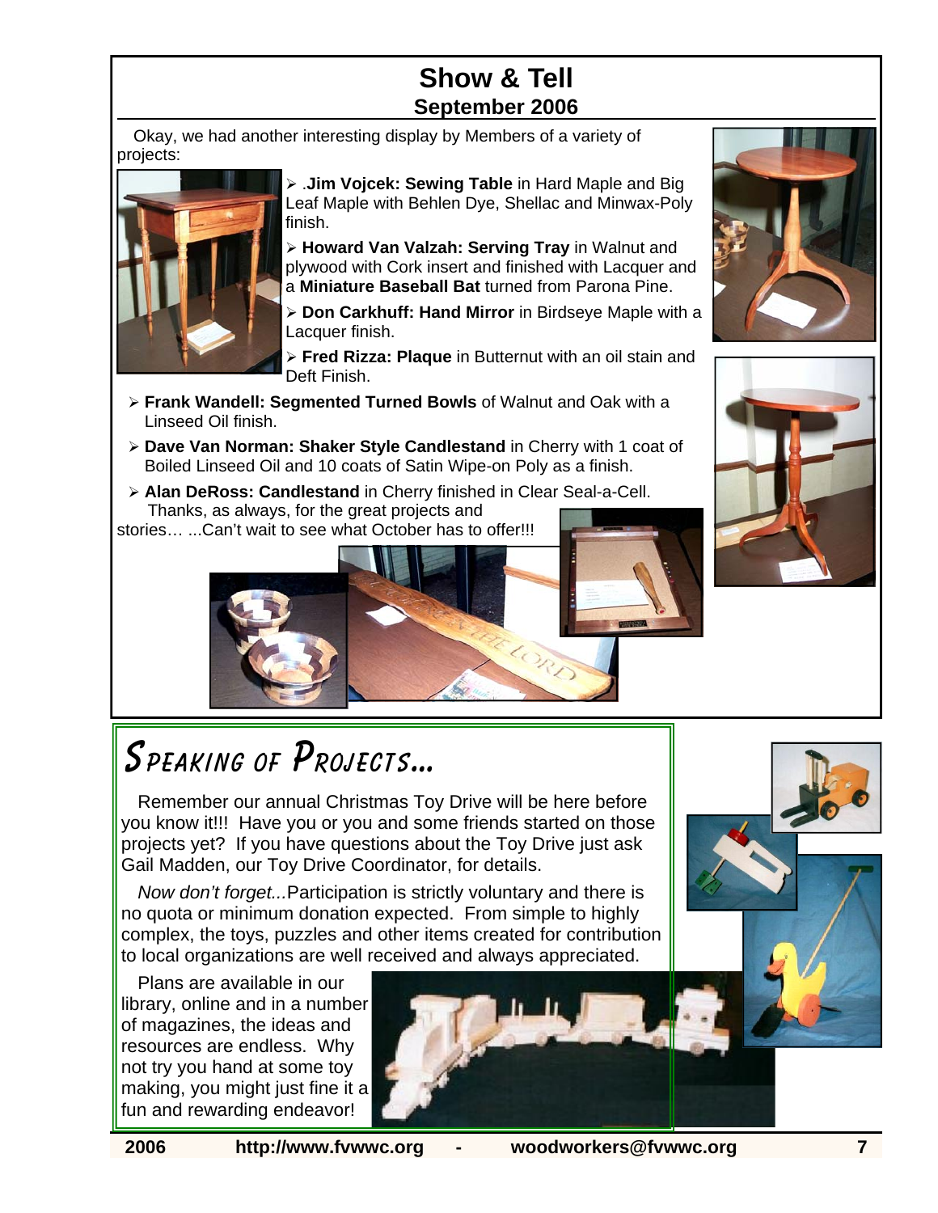# Show & Tell

## September 2006

Okay, we had another interesting display by Members of a variety of projects:

- .**Jim Vojcek: Sewing Table** in Hard Maple and Big Leaf Maple with Behlen Dye, Shellac and Minwax-Poly finish.
- **Howard Van Valzah: Serving Tray** in Walnut and plywood with Cork insert and finished with Lacquer and a **Miniature Baseball Bat** turned from Parona Pine.
- **Don Carkhuff: Hand Mirror** in Birdseye Maple with a Lacquer finish.
- **Fred Rizza: Plaque** in Butternut with an oil stain and Deft Finish.
- **Frank Wandell: Segmented Turned Bowls** of Walnut and Oak with a Linseed Oil finish.
- **Dave Van Norman: Shaker Style Candlestand** in Cherry with 1 coat of Boiled Linseed Oil and 10 coats of Satin Wipe-on Poly as a finish.
- **Alan DeRoss: Candlestand** in Cherry finished in Clear Seal-a-Cell.

Thanks, as always, for the great projects and stories… ...Can't wait to see what October has to offer!!!

# Speaking of Projects...

Remember our annual Christmas Toy Drive will be here before you know it!!! Have you or you and some friends started on those projects yet? If you have questions about the Toy Drive just ask Gail Madden, our Toy Drive Coordinator, for details.

*Now don't forget...*Participation is strictly voluntary and there is no quota or minimum donation expected. From simple to highly complex, the toys, puzzles and other items created for contribution to local organizations are well received and always appreciated.

Plans are available in our library, online and in a number of magazines, the ideas and resources are endless. Why not try you hand at some toy making, you might just fine it a fun and rewarding endeavor!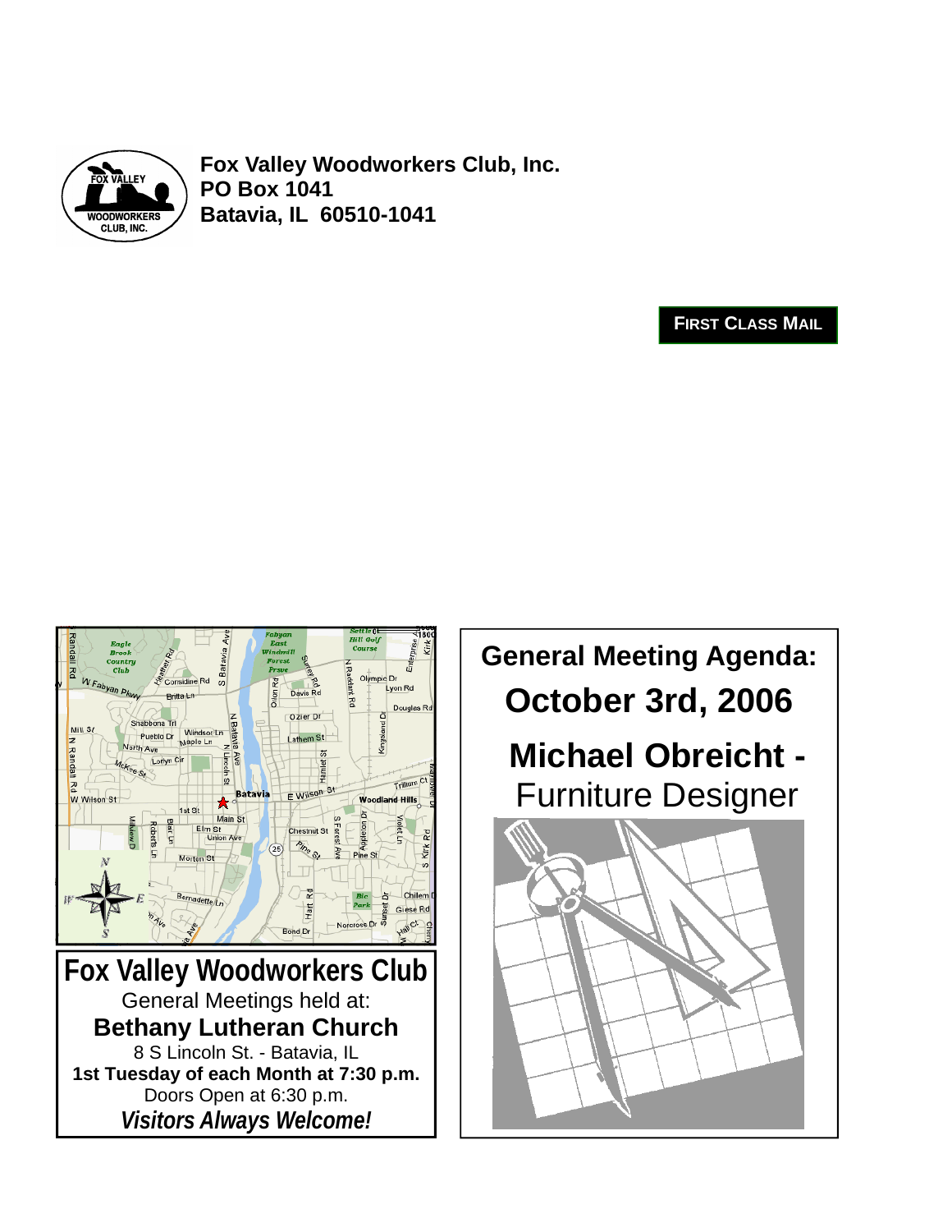**Fox Valley Woodworkers Club, Inc.**
**PO Box 1041**
**Batavia, IL 60510-1041**

**FIRST CLASS MAIL**

# Fox Valley Woodworkers Club

General Meetings held at:

**Bethany Lutheran Church**

8 S Lincoln St. - Batavia, IL

**1st Tuesday of each Month at 7:30 p.m.**

Doors Open at 6:30 p.m.

***Visitors Always Welcome!***

## General Meeting Agenda:

## October 3rd, 2006

## Michael Obreicht -

Furniture Designer